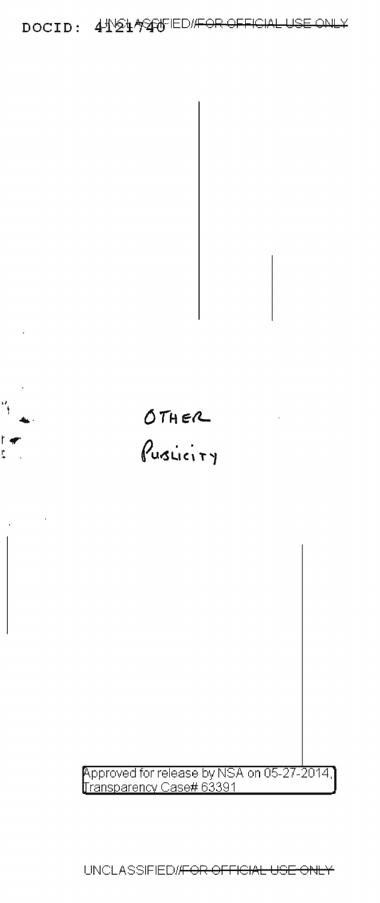OTHER

PUBLICITY

Approved for release by NSA on 05-27-2014, Transparency Case# 63391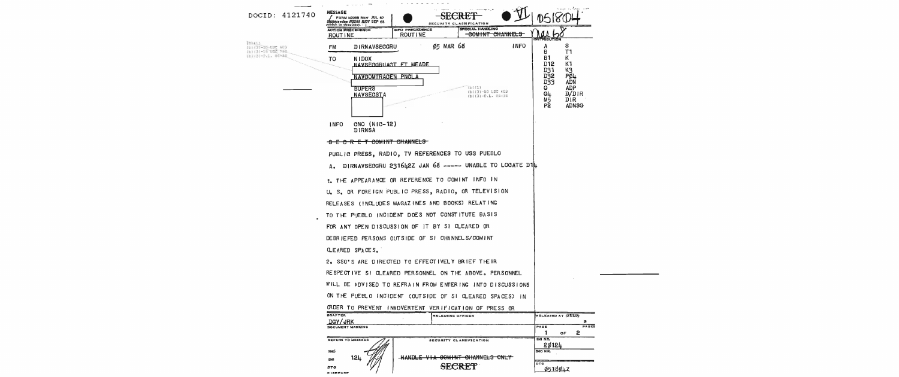DOCID: 4121740

MESSAGE
FORM N2996 REV JUL 67
SUPERSEDES N2996 REV SEP 66 which is obsolete

~~SECRET~~
SECURITY CLASSIFICATION

VI 051804

| ACTION PRECEDENCE | INFO PRECEDENCE | SPECIAL HANDLING |
|---|---|---|
| ROUTINE | ROUTINE | ~~COMINT CHANNELS~~ |

MAR 68

(b)(1)
(b)(3)-50 USC 403
(b)(3)-18 USC 798
(b)(3)-P.L. 86-36

FM DIRNAVSECGRU Ø5 MAR 68 INFO

TO NIDOX
NAVSECGRUACT FT MEADE
[REDACTED]
NAVCOMTRACEN PNCLA
[REDACTED]
BUPERS
NAVSECSTA
[REDACTED]

(b)(1)
(b)(3)-50 USC 403
(b)(3)-P.L. 86-36

DISTRIBUTION

| | |
|---|---|
| A | S |
| B | T1 |
| B1 | K |
| D12 | K1 |
| D31 | K3 |
| D32 | PØ4 |
| D33 | ADN |
| G | ADP |
| G4 | D/DIR |
| M5 | DIR |
| P2 | ADNSG |

INFO CNO (NIC-12)
DIRNSA

~~SECRET COMINT CHANNELS~~

PUBLIC PRESS, RADIO, TV REFERENCES TO USS PUEBLO

A. DIRNAVSECGRU 231642Z JAN 68 ----- UNABLE TO LOCATE D14

1. THE APPEARANCE OR REFERENCE TO COMINT INFO IN U. S. OR FOREIGN PUBLIC PRESS, RADIO, OR TELEVISION RELEASES (INCLUDES MAGAZINES AND BOOKS) RELATING TO THE PUEBLO INCIDENT DOES NOT CONSTITUTE BASIS FOR ANY OPEN DISCUSSION OF IT BY SI CLEARED OR DEBRIEFED PERSONS OUTSIDE OF SI CHANNELS/COMINT CLEARED SPACES.

2. SSO'S ARE DIRECTED TO EFFECTIVELY BRIEF THEIR RESPECTIVE SI CLEARED PERSONNEL ON THE ABOVE. PERSONNEL WILL BE ADVISED TO REFRAIN FROM ENTERING INTO DISCUSSIONS ON THE PUEBLO INCIDENT (OUTSIDE OF SI CLEARED SPACES) IN ORDER TO PREVENT INADVERTENT VERIFICATION OF PRESS OR

| DRAFTER | RELEASING OFFICER | RELEASED AT (ZULU) |
|---|---|---|
| DGY/JRK | | |

DOCUMENT MARKING

PAGE 1 OF 2 PAGES

REFERS TO MESSAGE

SNO
SNI 124
DTG

SECURITY CLASSIFICATION

~~HANDLE VIA COMINT CHANNELS ONLY~~

~~SECRET~~

SNI NR. 2Ø124
SNO NR.
DTG Ø518Ø4Z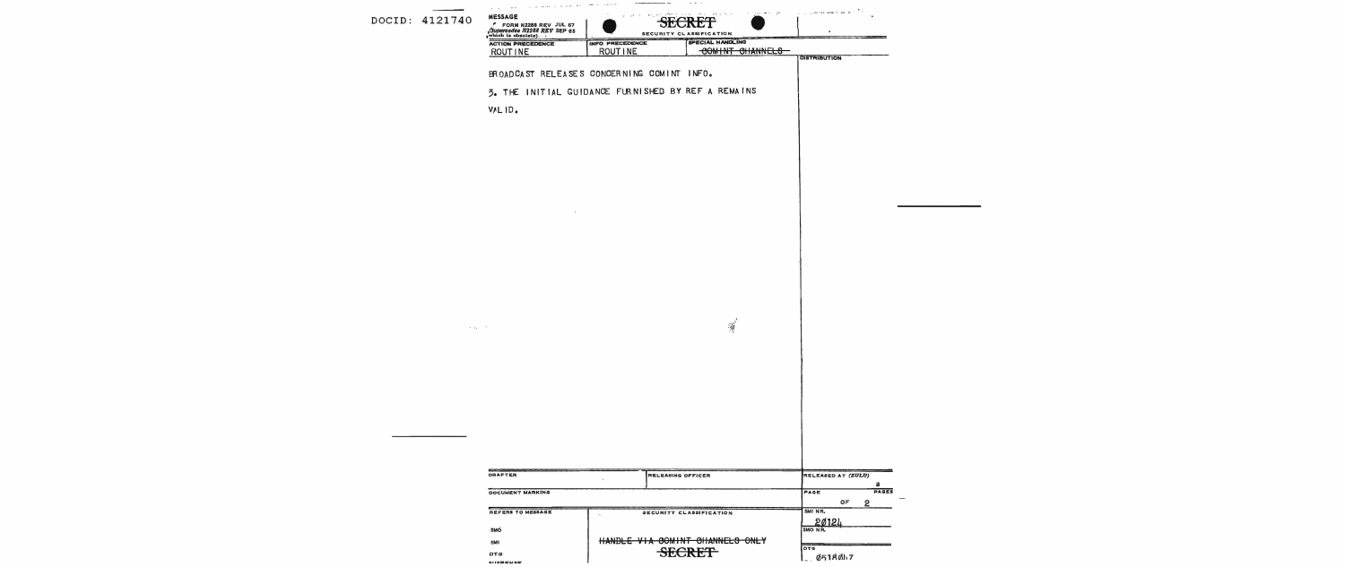DOCID: 4121740

MESSAGE
FORM H2288 REV JUL 67
(Supersedes H2288 REV SEP 65 which is obsolete)

SECRET
SECURITY CLASSIFICATION

| ACTION PRECEDENCE | INFO PRECEDENCE | SPECIAL HANDLING |
| --- | --- | --- |
| ROUTINE | ROUTINE | ~~COMINT CHANNELS~~ |

DISTRIBUTION

BROADCAST RELEASES CONCERNING COMINT INFO.

3. THE INITIAL GUIDANCE FURNISHED BY REF A REMAINS VALID.

| DRAFTER | RELEASING OFFICER | RELEASED AT (ZULU) |
| --- | --- | --- |
| DOCUMENT MARKING | | PAGE 2 OF 2 PAGES |
| REFERS TO MESSAGE | SECURITY CLASSIFICATION | SMI NR. 20124 |
| SMO | | SMO NR. |
| SMI | ~~HANDLE VIA COMINT CHANNELS ONLY~~ | |
| DTG | SECRET | DTG 051800Z |